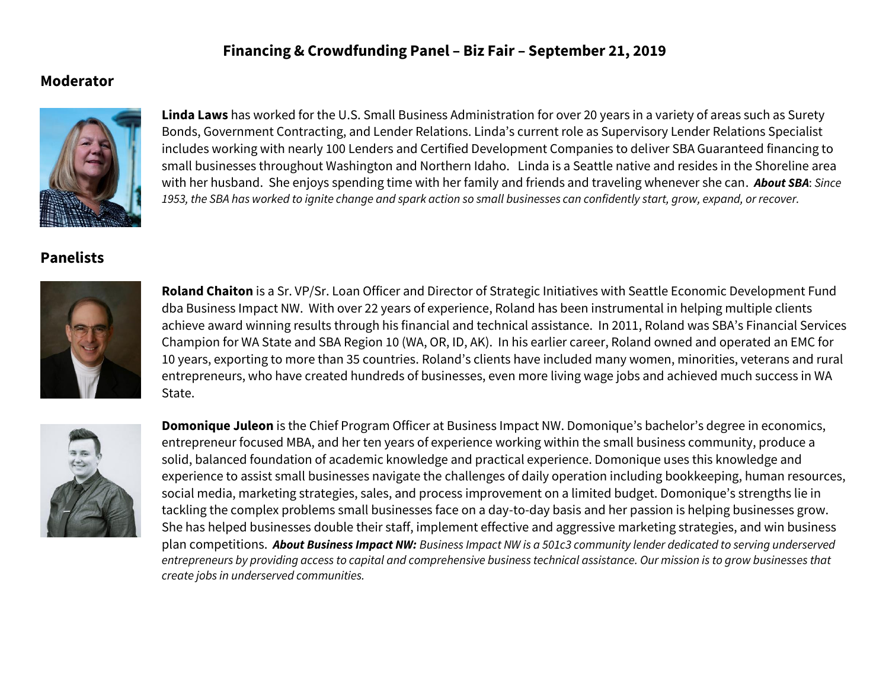# Financing & Crowdfunding Panel – Biz Fair – September 21, 2019

## Moderator

**Linda Laws** has worked for the U.S. Small Business Administration for over 20 years in a variety of areas such as Surety Bonds, Government Contracting, and Lender Relations. Linda's current role as Supervisory Lender Relations Specialist includes working with nearly 100 Lenders and Certified Development Companies to deliver SBA Guaranteed financing to small businesses throughout Washington and Northern Idaho. Linda is a Seattle native and resides in the Shoreline area with her husband. She enjoys spending time with her family and friends and traveling whenever she can. ***About SBA***: *Since 1953, the SBA has worked to ignite change and spark action so small businesses can confidently start, grow, expand, or recover.*

## Panelists

**Roland Chaiton** is a Sr. VP/Sr. Loan Officer and Director of Strategic Initiatives with Seattle Economic Development Fund dba Business Impact NW. With over 22 years of experience, Roland has been instrumental in helping multiple clients achieve award winning results through his financial and technical assistance. In 2011, Roland was SBA's Financial Services Champion for WA State and SBA Region 10 (WA, OR, ID, AK). In his earlier career, Roland owned and operated an EMC for 10 years, exporting to more than 35 countries. Roland's clients have included many women, minorities, veterans and rural entrepreneurs, who have created hundreds of businesses, even more living wage jobs and achieved much success in WA State.

**Domonique Juleon** is the Chief Program Officer at Business Impact NW. Domonique's bachelor's degree in economics, entrepreneur focused MBA, and her ten years of experience working within the small business community, produce a solid, balanced foundation of academic knowledge and practical experience. Domonique uses this knowledge and experience to assist small businesses navigate the challenges of daily operation including bookkeeping, human resources, social media, marketing strategies, sales, and process improvement on a limited budget. Domonique's strengths lie in tackling the complex problems small businesses face on a day-to-day basis and her passion is helping businesses grow. She has helped businesses double their staff, implement effective and aggressive marketing strategies, and win business plan competitions. ***About Business Impact NW:*** *Business Impact NW is a 501c3 community lender dedicated to serving underserved entrepreneurs by providing access to capital and comprehensive business technical assistance. Our mission is to grow businesses that create jobs in underserved communities.*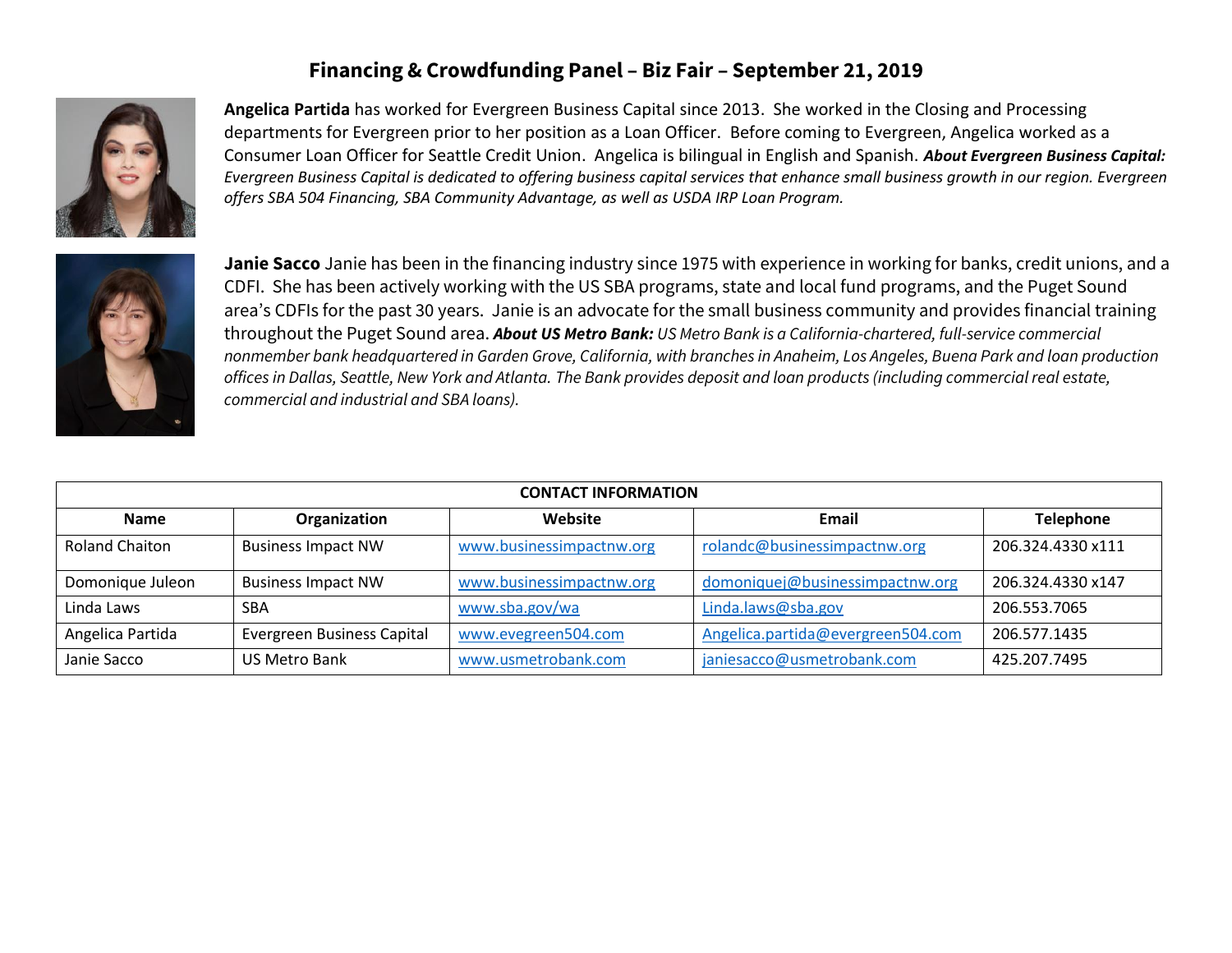# Financing & Crowdfunding Panel – Biz Fair – September 21, 2019

**Angelica Partida** has worked for Evergreen Business Capital since 2013. She worked in the Closing and Processing departments for Evergreen prior to her position as a Loan Officer. Before coming to Evergreen, Angelica worked as a Consumer Loan Officer for Seattle Credit Union. Angelica is bilingual in English and Spanish. ***About Evergreen Business Capital:*** *Evergreen Business Capital is dedicated to offering business capital services that enhance small business growth in our region. Evergreen offers SBA 504 Financing, SBA Community Advantage, as well as USDA IRP Loan Program.*

**Janie Sacco** Janie has been in the financing industry since 1975 with experience in working for banks, credit unions, and a CDFI. She has been actively working with the US SBA programs, state and local fund programs, and the Puget Sound area's CDFIs for the past 30 years. Janie is an advocate for the small business community and provides financial training throughout the Puget Sound area. ***About US Metro Bank:*** *US Metro Bank is a California-chartered, full-service commercial nonmember bank headquartered in Garden Grove, California, with branches in Anaheim, Los Angeles, Buena Park and loan production offices in Dallas, Seattle, New York and Atlanta. The Bank provides deposit and loan products (including commercial real estate, commercial and industrial and SBA loans).*

| CONTACT INFORMATION | | | | |
|---|---|---|---|---|
| **Name** | **Organization** | **Website** | **Email** | **Telephone** |
| Roland Chaiton | Business Impact NW | www.businessimpactnw.org | rolandc@businessimpactnw.org | 206.324.4330 x111 |
| Domonique Juleon | Business Impact NW | www.businessimpactnw.org | domoniquej@businessimpactnw.org | 206.324.4330 x147 |
| Linda Laws | SBA | www.sba.gov/wa | Linda.laws@sba.gov | 206.553.7065 |
| Angelica Partida | Evergreen Business Capital | www.evegreen504.com | Angelica.partida@evergreen504.com | 206.577.1435 |
| Janie Sacco | US Metro Bank | www.usmetrobank.com | janiesacco@usmetrobank.com | 425.207.7495 |